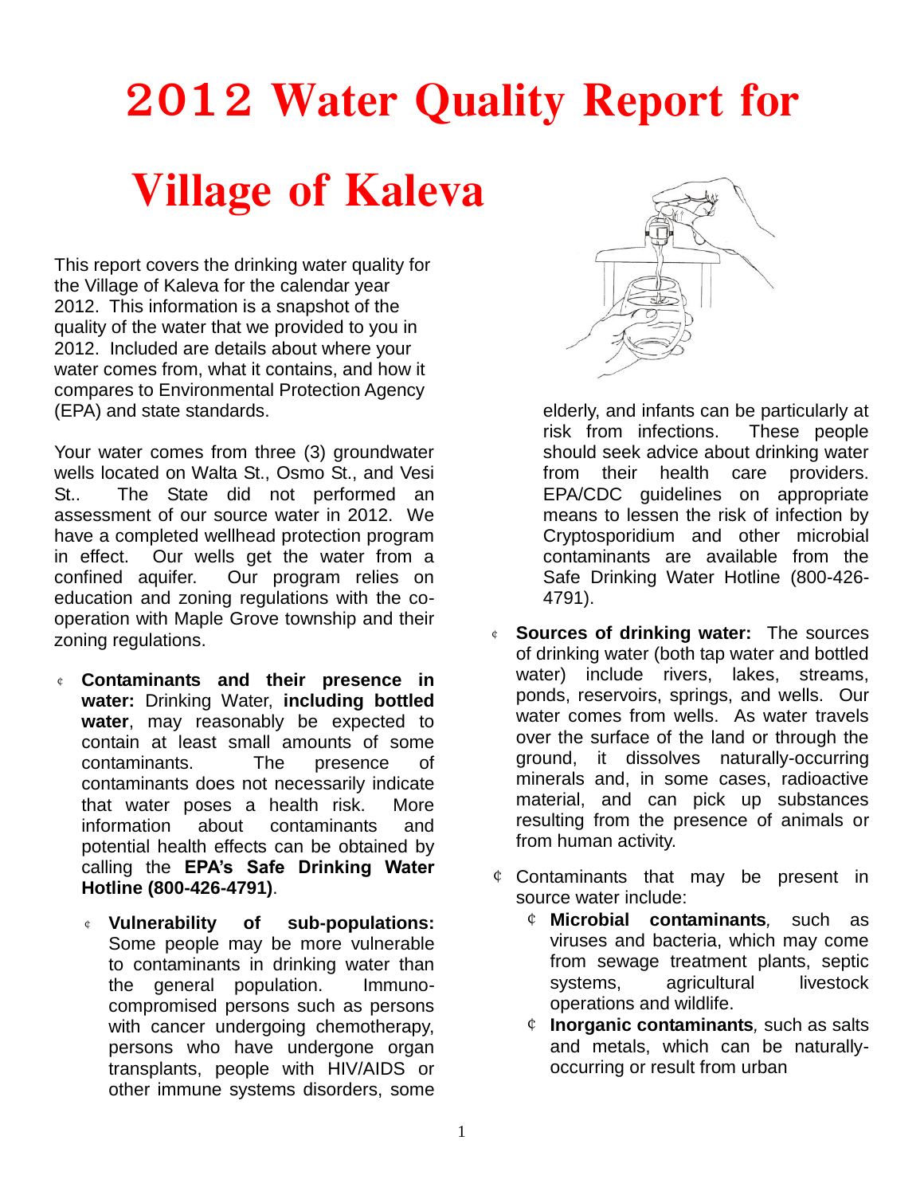# 2012 Water Quality Report for Village of Kaleva

This report covers the drinking water quality for the Village of Kaleva for the calendar year 2012. This information is a snapshot of the quality of the water that we provided to you in 2012. Included are details about where your water comes from, what it contains, and how it compares to Environmental Protection Agency (EPA) and state standards.

Your water comes from three (3) groundwater wells located on Walta St., Osmo St., and Vesi St.. The State did not performed an assessment of our source water in 2012. We have a completed wellhead protection program in effect. Our wells get the water from a confined aquifer. Our program relies on education and zoning regulations with the co-operation with Maple Grove township and their zoning regulations.

- **Contaminants and their presence in water:** Drinking Water, **including bottled water**, may reasonably be expected to contain at least small amounts of some contaminants. The presence of contaminants does not necessarily indicate that water poses a health risk. More information about contaminants and potential health effects can be obtained by calling the **EPA's Safe Drinking Water Hotline (800-426-4791)**.
  - **Vulnerability of sub-populations:** Some people may be more vulnerable to contaminants in drinking water than the general population. Immuno-compromised persons such as persons with cancer undergoing chemotherapy, persons who have undergone organ transplants, people with HIV/AIDS or other immune systems disorders, some elderly, and infants can be particularly at risk from infections. These people should seek advice about drinking water from their health care providers. EPA/CDC guidelines on appropriate means to lessen the risk of infection by Cryptosporidium and other microbial contaminants are available from the Safe Drinking Water Hotline (800-426-4791).
- **Sources of drinking water:** The sources of drinking water (both tap water and bottled water) include rivers, lakes, streams, ponds, reservoirs, springs, and wells. Our water comes from wells. As water travels over the surface of the land or through the ground, it dissolves naturally-occurring minerals and, in some cases, radioactive material, and can pick up substances resulting from the presence of animals or from human activity.
- Contaminants that may be present in source water include:
  - **Microbial contaminants**, such as viruses and bacteria, which may come from sewage treatment plants, septic systems, agricultural livestock operations and wildlife.
  - **Inorganic contaminants**, such as salts and metals, which can be naturally-occurring or result from urban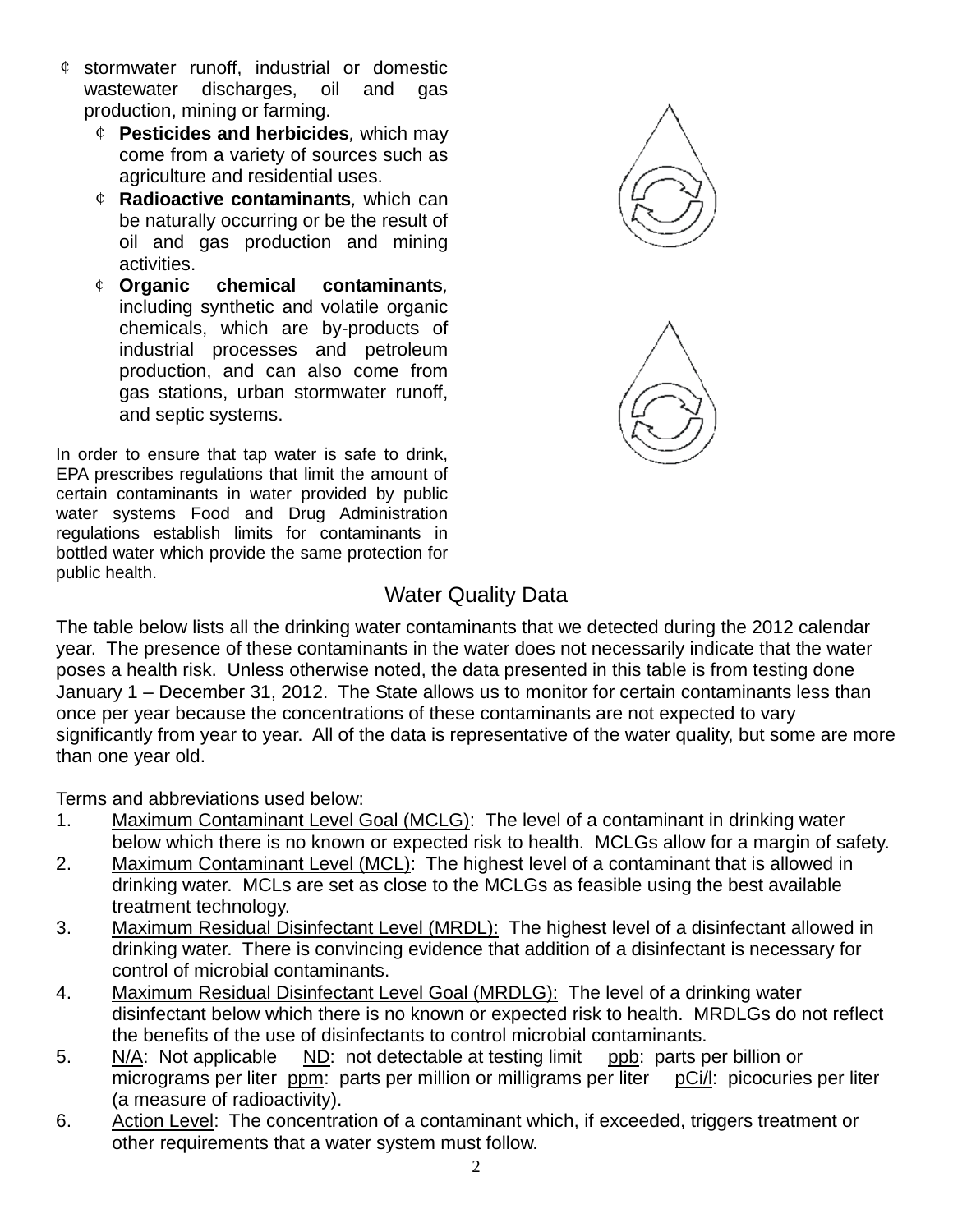- stormwater runoff, industrial or domestic wastewater discharges, oil and gas production, mining or farming.
  - **Pesticides and herbicides**, which may come from a variety of sources such as agriculture and residential uses.
  - **Radioactive contaminants**, which can be naturally occurring or be the result of oil and gas production and mining activities.
  - **Organic chemical contaminants**, including synthetic and volatile organic chemicals, which are by-products of industrial processes and petroleum production, and can also come from gas stations, urban stormwater runoff, and septic systems.

In order to ensure that tap water is safe to drink, EPA prescribes regulations that limit the amount of certain contaminants in water provided by public water systems Food and Drug Administration regulations establish limits for contaminants in bottled water which provide the same protection for public health.

## Water Quality Data

The table below lists all the drinking water contaminants that we detected during the 2012 calendar year. The presence of these contaminants in the water does not necessarily indicate that the water poses a health risk. Unless otherwise noted, the data presented in this table is from testing done January 1 – December 31, 2012. The State allows us to monitor for certain contaminants less than once per year because the concentrations of these contaminants are not expected to vary significantly from year to year. All of the data is representative of the water quality, but some are more than one year old.

Terms and abbreviations used below:

1. Maximum Contaminant Level Goal (MCLG): The level of a contaminant in drinking water below which there is no known or expected risk to health. MCLGs allow for a margin of safety.
2. Maximum Contaminant Level (MCL): The highest level of a contaminant that is allowed in drinking water. MCLs are set as close to the MCLGs as feasible using the best available treatment technology.
3. Maximum Residual Disinfectant Level (MRDL): The highest level of a disinfectant allowed in drinking water. There is convincing evidence that addition of a disinfectant is necessary for control of microbial contaminants.
4. Maximum Residual Disinfectant Level Goal (MRDLG): The level of a drinking water disinfectant below which there is no known or expected risk to health. MRDLGs do not reflect the benefits of the use of disinfectants to control microbial contaminants.
5. N/A: Not applicable ND: not detectable at testing limit ppb: parts per billion or micrograms per liter ppm: parts per million or milligrams per liter pCi/l: picocuries per liter (a measure of radioactivity).
6. Action Level: The concentration of a contaminant which, if exceeded, triggers treatment or other requirements that a water system must follow.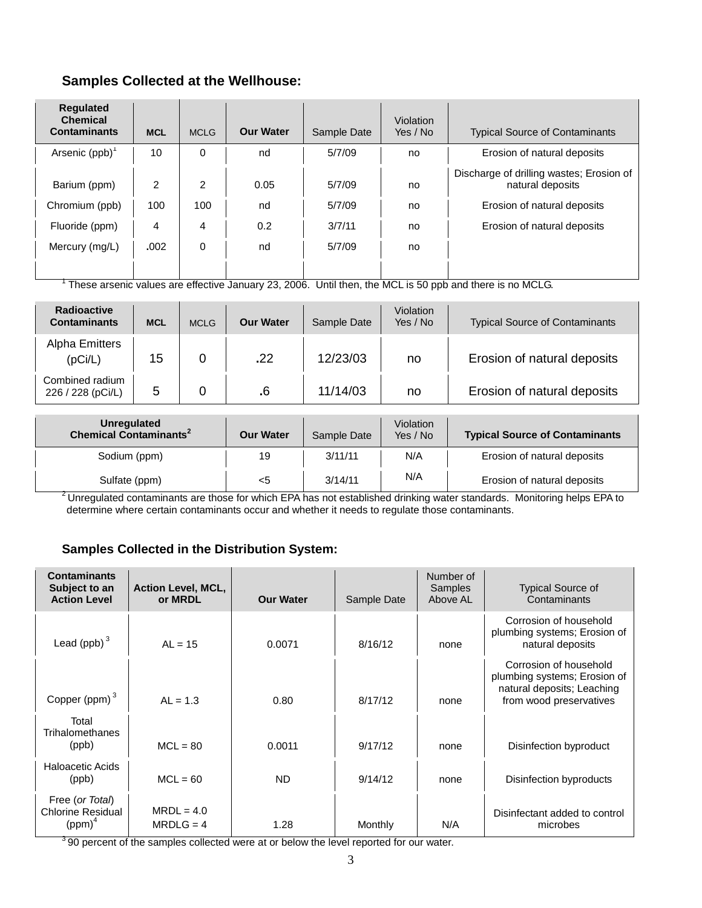### Samples Collected at the Wellhouse:

| Regulated Chemical Contaminants | MCL | MCLG | Our Water | Sample Date | Violation Yes / No | Typical Source of Contaminants |
|---|---|---|---|---|---|---|
| Arsenic (ppb)[1] | 10 | 0 | nd | 5/7/09 | no | Erosion of natural deposits |
| Barium (ppm) | 2 | 2 | 0.05 | 5/7/09 | no | Discharge of drilling wastes; Erosion of natural deposits |
| Chromium (ppb) | 100 | 100 | nd | 5/7/09 | no | Erosion of natural deposits |
| Fluoride (ppm) | 4 | 4 | 0.2 | 3/7/11 | no | Erosion of natural deposits |
| Mercury (mg/L) | .002 | 0 | nd | 5/7/09 | no | |
| | | | | | | |

[1] These arsenic values are effective January 23, 2006. Until then, the MCL is 50 ppb and there is no MCLG.

| Radioactive Contaminants | MCL | MCLG | Our Water | Sample Date | Violation Yes / No | Typical Source of Contaminants |
|---|---|---|---|---|---|---|
| Alpha Emitters (pCi/L) | 15 | 0 | .22 | 12/23/03 | no | Erosion of natural deposits |
| Combined radium 226 / 228 (pCi/L) | 5 | 0 | .6 | 11/14/03 | no | Erosion of natural deposits |

| Unregulated Chemical Contaminants[2] | Our Water | Sample Date | Violation Yes / No | Typical Source of Contaminants |
|---|---|---|---|---|
| Sodium (ppm) | 19 | 3/11/11 | N/A | Erosion of natural deposits |
| Sulfate (ppm) | <5 | 3/14/11 | N/A | Erosion of natural deposits |

[2] Unregulated contaminants are those for which EPA has not established drinking water standards. Monitoring helps EPA to determine where certain contaminants occur and whether it needs to regulate those contaminants.

### Samples Collected in the Distribution System:

| Contaminants Subject to an Action Level | Action Level, MCL, or MRDL | Our Water | Sample Date | Number of Samples Above AL | Typical Source of Contaminants |
|---|---|---|---|---|---|
| Lead (ppb)[3] | AL = 15 | 0.0071 | 8/16/12 | none | Corrosion of household plumbing systems; Erosion of natural deposits |
| Copper (ppm)[3] | AL = 1.3 | 0.80 | 8/17/12 | none | Corrosion of household plumbing systems; Erosion of natural deposits; Leaching from wood preservatives |
| Total Trihalomethanes (ppb) | MCL = 80 | 0.0011 | 9/17/12 | none | Disinfection byproduct |
| Haloacetic Acids (ppb) | MCL = 60 | ND | 9/14/12 | none | Disinfection byproducts |
| Free (*or Total*) Chlorine Residual (ppm)[4] | MRDL = 4.0<br>MRDLG = 4 | 1.28 | Monthly | N/A | Disinfectant added to control microbes |

[3] 90 percent of the samples collected were at or below the level reported for our water.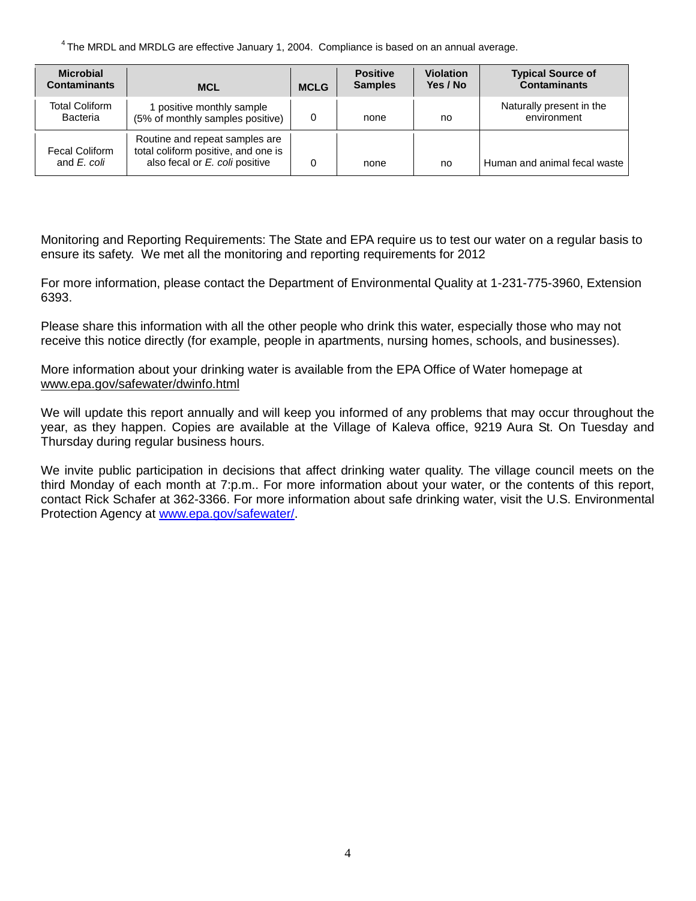[4] The MRDL and MRDLG are effective January 1, 2004. Compliance is based on an annual average.

| Microbial Contaminants | MCL | MCLG | Positive Samples | Violation Yes / No | Typical Source of Contaminants |
|---|---|---|---|---|---|
| Total Coliform Bacteria | 1 positive monthly sample (5% of monthly samples positive) | 0 | none | no | Naturally present in the environment |
| Fecal Coliform and *E. coli* | Routine and repeat samples are total coliform positive, and one is also fecal or *E. coli* positive | 0 | none | no | Human and animal fecal waste |

Monitoring and Reporting Requirements: The State and EPA require us to test our water on a regular basis to ensure its safety. We met all the monitoring and reporting requirements for 2012

For more information, please contact the Department of Environmental Quality at 1-231-775-3960, Extension 6393.

Please share this information with all the other people who drink this water, especially those who may not receive this notice directly (for example, people in apartments, nursing homes, schools, and businesses).

More information about your drinking water is available from the EPA Office of Water homepage at www.epa.gov/safewater/dwinfo.html

We will update this report annually and will keep you informed of any problems that may occur throughout the year, as they happen. Copies are available at the Village of Kaleva office, 9219 Aura St. On Tuesday and Thursday during regular business hours.

We invite public participation in decisions that affect drinking water quality. The village council meets on the third Monday of each month at 7:p.m.. For more information about your water, or the contents of this report, contact Rick Schafer at 362-3366. For more information about safe drinking water, visit the U.S. Environmental Protection Agency at www.epa.gov/safewater/.